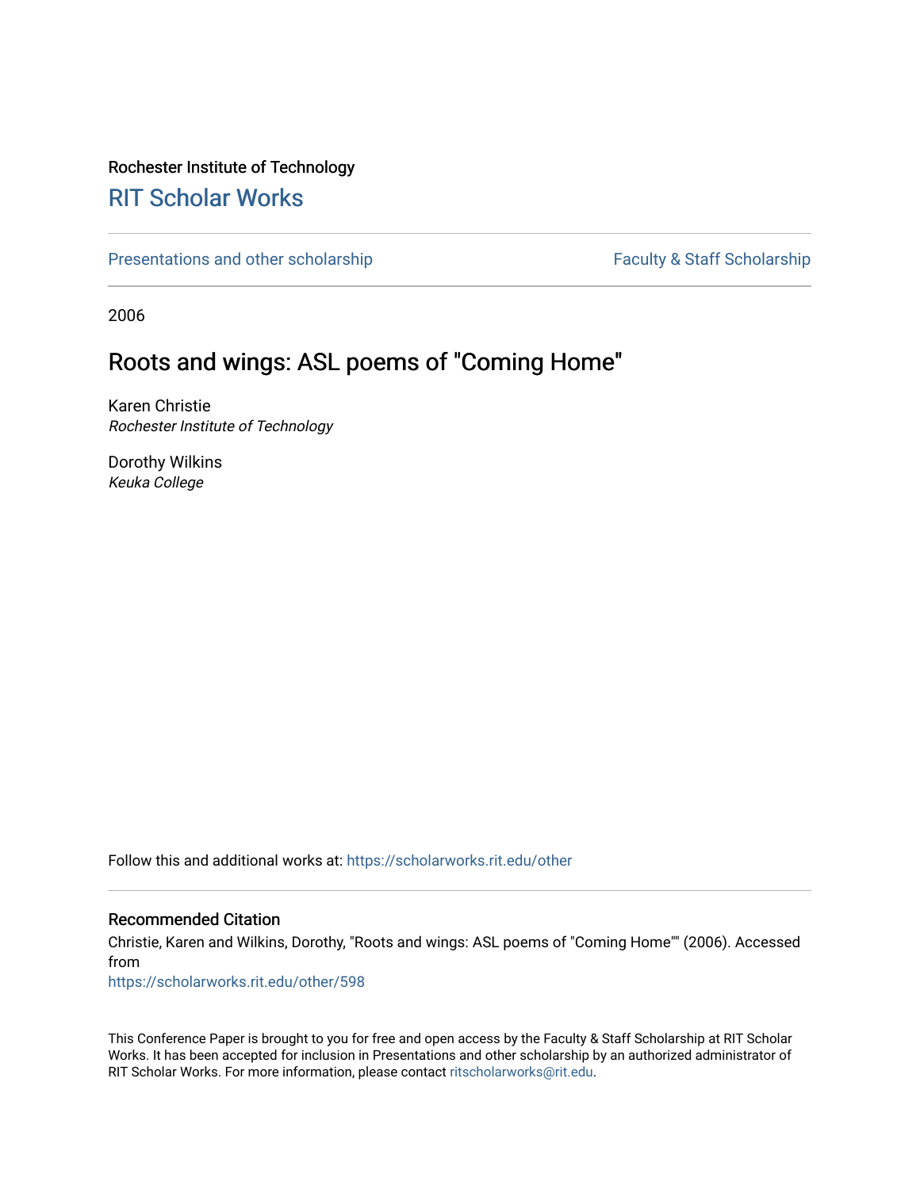Rochester Institute of Technology

# RIT Scholar Works

Presentations and other scholarship

Faculty & Staff Scholarship

2006

## Roots and wings: ASL poems of "Coming Home"

Karen Christie
*Rochester Institute of Technology*

Dorothy Wilkins
*Keuka College*

Follow this and additional works at: https://scholarworks.rit.edu/other

### Recommended Citation

Christie, Karen and Wilkins, Dorothy, "Roots and wings: ASL poems of "Coming Home"" (2006). Accessed from
https://scholarworks.rit.edu/other/598

This Conference Paper is brought to you for free and open access by the Faculty & Staff Scholarship at RIT Scholar Works. It has been accepted for inclusion in Presentations and other scholarship by an authorized administrator of RIT Scholar Works. For more information, please contact ritscholarworks@rit.edu.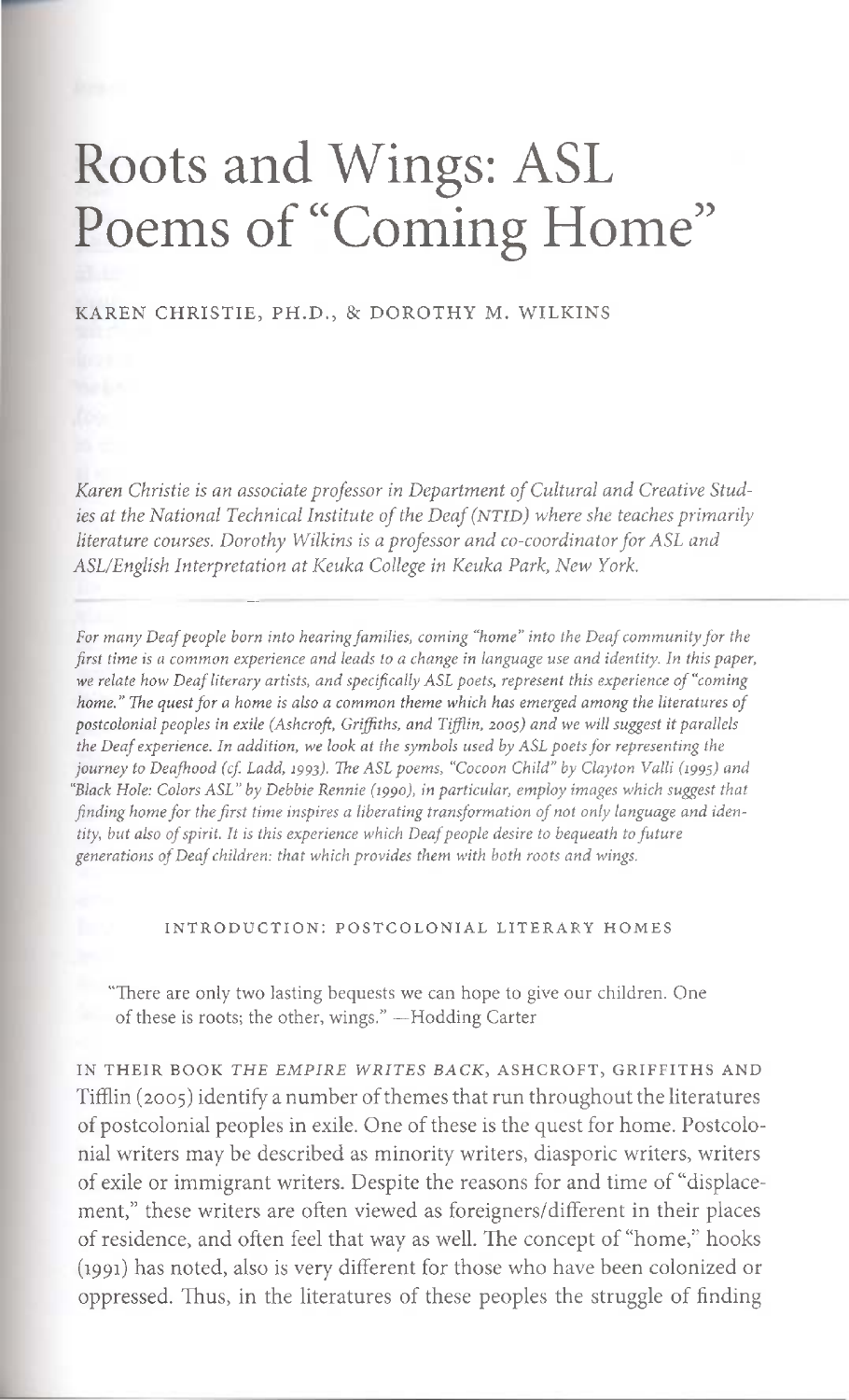# Roots and Wings: ASL Poems of "Coming Home"

KAREN CHRISTIE, PH.D., & DOROTHY M. WILKINS

*Karen Christie is an associate professor in Department of Cultural and Creative Studies at the National Technical Institute of the Deaf (NTID) where she teaches primarily literature courses. Dorothy Wilkins is a professor and co-coordinator for ASL and ASL/English Interpretation at Keuka College in Keuka Park, New York.*

---

*For many Deaf people born into hearing families, coming "home" into the Deaf community for the first time is a common experience and leads to a change in language use and identity. In this paper, we relate how Deaf literary artists, and specifically ASL poets, represent this experience of "coming home." The quest for a home is also a common theme which has emerged among the literatures of postcolonial peoples in exile (Ashcroft, Griffiths, and Tifflin, 2005) and we will suggest it parallels the Deaf experience. In addition, we look at the symbols used by ASL poets for representing the journey to Deafhood (cf. Ladd, 1993). The ASL poems, "Cocoon Child" by Clayton Valli (1995) and "Black Hole: Colors ASL" by Debbie Rennie (1990), in particular, employ images which suggest that finding home for the first time inspires a liberating transformation of not only language and identity, but also of spirit. It is this experience which Deaf people desire to bequeath to future generations of Deaf children: that which provides them with both roots and wings.*

## INTRODUCTION: POSTCOLONIAL LITERARY HOMES

> "There are only two lasting bequests we can hope to give our children. One of these is roots; the other, wings." —Hodding Carter

IN THEIR BOOK *THE EMPIRE WRITES BACK*, ASHCROFT, GRIFFITHS AND Tifflin (2005) identify a number of themes that run throughout the literatures of postcolonial peoples in exile. One of these is the quest for home. Postcolonial writers may be described as minority writers, diasporic writers, writers of exile or immigrant writers. Despite the reasons for and time of "displacement," these writers are often viewed as foreigners/different in their places of residence, and often feel that way as well. The concept of "home," hooks (1991) has noted, also is very different for those who have been colonized or oppressed. Thus, in the literatures of these peoples the struggle of finding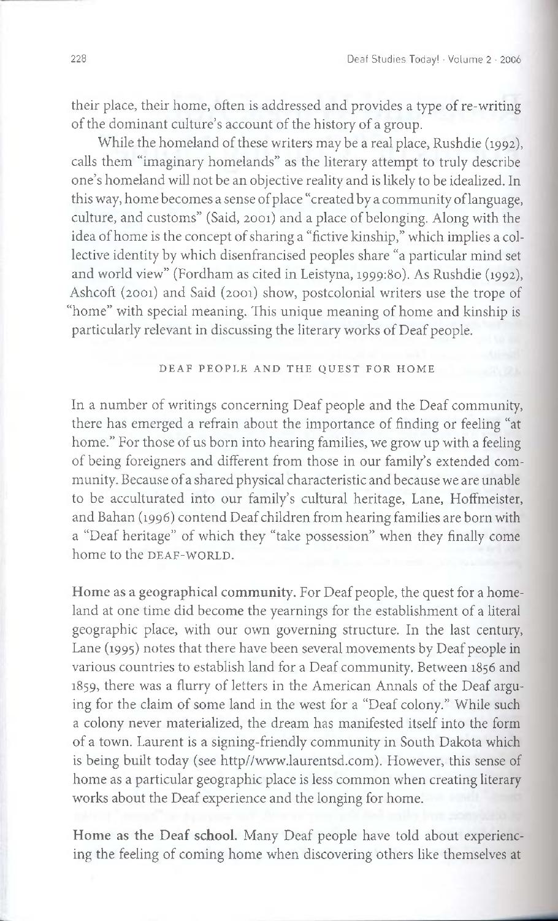their place, their home, often is addressed and provides a type of re-writing of the dominant culture's account of the history of a group.

While the homeland of these writers may be a real place, Rushdie (1992), calls them "imaginary homelands" as the literary attempt to truly describe one's homeland will not be an objective reality and is likely to be idealized. In this way, home becomes a sense of place "created by a community of language, culture, and customs" (Said, 2001) and a place of belonging. Along with the idea of home is the concept of sharing a "fictive kinship," which implies a collective identity by which disenfrancised peoples share "a particular mind set and world view" (Fordham as cited in Leistyna, 1999:80). As Rushdie (1992), Ashcoft (2001) and Said (2001) show, postcolonial writers use the trope of "home" with special meaning. This unique meaning of home and kinship is particularly relevant in discussing the literary works of Deaf people.

## DEAF PEOPLE AND THE QUEST FOR HOME

In a number of writings concerning Deaf people and the Deaf community, there has emerged a refrain about the importance of finding or feeling "at home." For those of us born into hearing families, we grow up with a feeling of being foreigners and different from those in our family's extended community. Because of a shared physical characteristic and because we are unable to be acculturated into our family's cultural heritage, Lane, Hoffmeister, and Bahan (1996) contend Deaf children from hearing families are born with a "Deaf heritage" of which they "take possession" when they finally come home to the DEAF-WORLD.

**Home as a geographical community.** For Deaf people, the quest for a homeland at one time did become the yearnings for the establishment of a literal geographic place, with our own governing structure. In the last century, Lane (1995) notes that there have been several movements by Deaf people in various countries to establish land for a Deaf community. Between 1856 and 1859, there was a flurry of letters in the American Annals of the Deaf arguing for the claim of some land in the west for a "Deaf colony." While such a colony never materialized, the dream has manifested itself into the form of a town. Laurent is a signing-friendly community in South Dakota which is being built today (see http//www.laurentsd.com). However, this sense of home as a particular geographic place is less common when creating literary works about the Deaf experience and the longing for home.

**Home as the Deaf school.** Many Deaf people have told about experiencing the feeling of coming home when discovering others like themselves at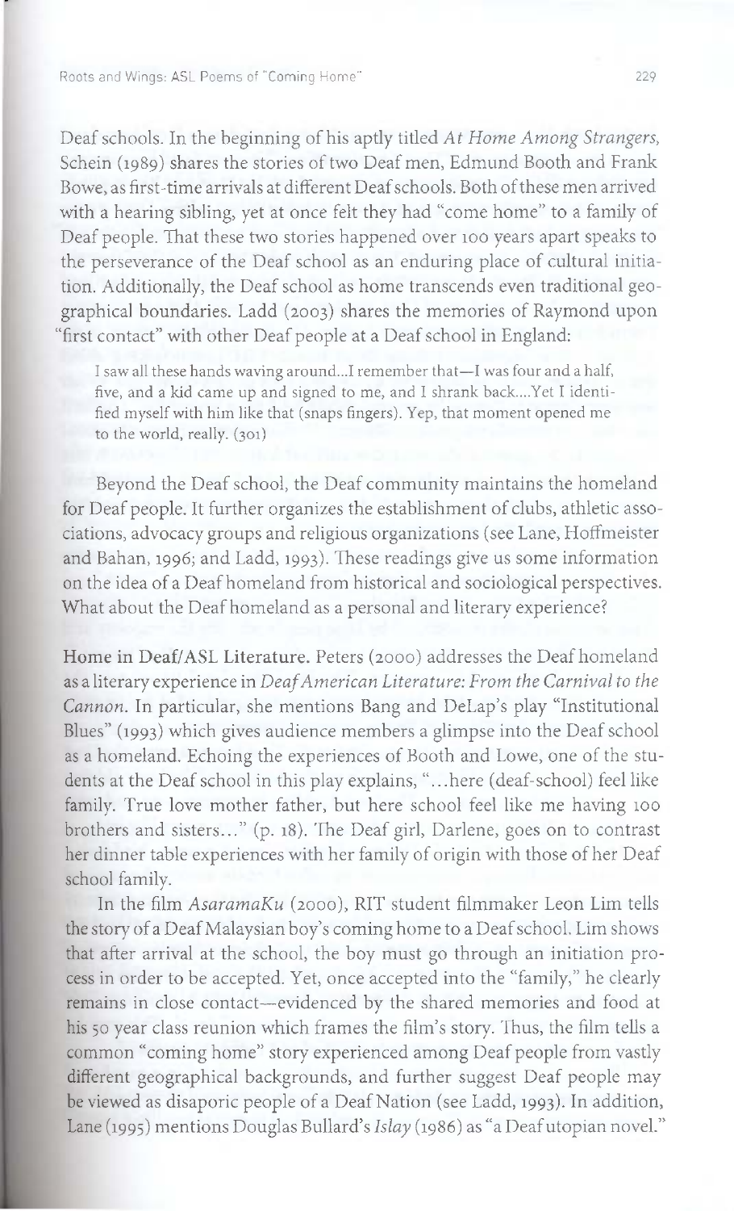Deaf schools. In the beginning of his aptly titled *At Home Among Strangers*, Schein (1989) shares the stories of two Deaf men, Edmund Booth and Frank Bowe, as first-time arrivals at different Deaf schools. Both of these men arrived with a hearing sibling, yet at once felt they had "come home" to a family of Deaf people. That these two stories happened over 100 years apart speaks to the perseverance of the Deaf school as an enduring place of cultural initiation. Additionally, the Deaf school as home transcends even traditional geographical boundaries. Ladd (2003) shares the memories of Raymond upon "first contact" with other Deaf people at a Deaf school in England:

> I saw all these hands waving around...I remember that—I was four and a half, five, and a kid came up and signed to me, and I shrank back....Yet I identified myself with him like that (snaps fingers). Yep, that moment opened me to the world, really. (301)

Beyond the Deaf school, the Deaf community maintains the homeland for Deaf people. It further organizes the establishment of clubs, athletic associations, advocacy groups and religious organizations (see Lane, Hoffmeister and Bahan, 1996; and Ladd, 1993). These readings give us some information on the idea of a Deaf homeland from historical and sociological perspectives. What about the Deaf homeland as a personal and literary experience?

**Home in Deaf/ASL Literature.** Peters (2000) addresses the Deaf homeland as a literary experience in *Deaf American Literature: From the Carnival to the Cannon*. In particular, she mentions Bang and DeLap's play "Institutional Blues" (1993) which gives audience members a glimpse into the Deaf school as a homeland. Echoing the experiences of Booth and Lowe, one of the students at the Deaf school in this play explains, "...here (deaf-school) feel like family. True love mother father, but here school feel like me having 100 brothers and sisters..." (p. 18). The Deaf girl, Darlene, goes on to contrast her dinner table experiences with her family of origin with those of her Deaf school family.

In the film *AsaramaKu* (2000), RIT student filmmaker Leon Lim tells the story of a Deaf Malaysian boy's coming home to a Deaf school. Lim shows that after arrival at the school, the boy must go through an initiation process in order to be accepted. Yet, once accepted into the "family," he clearly remains in close contact—evidenced by the shared memories and food at his 50 year class reunion which frames the film's story. Thus, the film tells a common "coming home" story experienced among Deaf people from vastly different geographical backgrounds, and further suggest Deaf people may be viewed as disaporic people of a Deaf Nation (see Ladd, 1993). In addition, Lane (1995) mentions Douglas Bullard's *Islay* (1986) as "a Deaf utopian novel."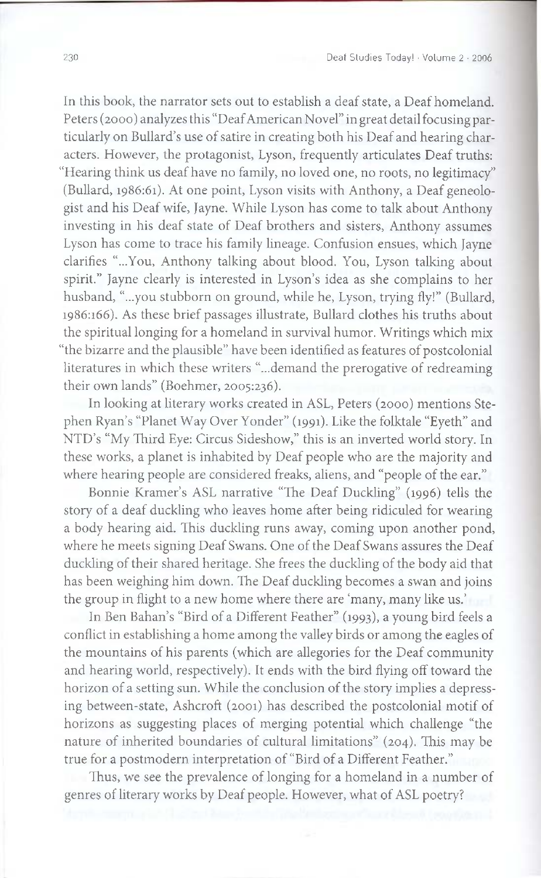In this book, the narrator sets out to establish a deaf state, a Deaf homeland. Peters (2000) analyzes this "Deaf American Novel" in great detail focusing particularly on Bullard's use of satire in creating both his Deaf and hearing characters. However, the protagonist, Lyson, frequently articulates Deaf truths: "Hearing think us deaf have no family, no loved one, no roots, no legitimacy" (Bullard, 1986:61). At one point, Lyson visits with Anthony, a Deaf geneologist and his Deaf wife, Jayne. While Lyson has come to talk about Anthony investing in his deaf state of Deaf brothers and sisters, Anthony assumes Lyson has come to trace his family lineage. Confusion ensues, which Jayne clarifies "...You, Anthony talking about blood. You, Lyson talking about spirit." Jayne clearly is interested in Lyson's idea as she complains to her husband, "...you stubborn on ground, while he, Lyson, trying fly!" (Bullard, 1986:166). As these brief passages illustrate, Bullard clothes his truths about the spiritual longing for a homeland in survival humor. Writings which mix "the bizarre and the plausible" have been identified as features of postcolonial literatures in which these writers "...demand the prerogative of redreaming their own lands" (Boehmer, 2005:236).

In looking at literary works created in ASL, Peters (2000) mentions Stephen Ryan's "Planet Way Over Yonder" (1991). Like the folktale "Eyeth" and NTD's "My Third Eye: Circus Sideshow," this is an inverted world story. In these works, a planet is inhabited by Deaf people who are the majority and where hearing people are considered freaks, aliens, and "people of the ear."

Bonnie Kramer's ASL narrative "The Deaf Duckling" (1996) tells the story of a deaf duckling who leaves home after being ridiculed for wearing a body hearing aid. This duckling runs away, coming upon another pond, where he meets signing Deaf Swans. One of the Deaf Swans assures the Deaf duckling of their shared heritage. She frees the duckling of the body aid that has been weighing him down. The Deaf duckling becomes a swan and joins the group in flight to a new home where there are 'many, many like us.'

In Ben Bahan's "Bird of a Different Feather" (1993), a young bird feels a conflict in establishing a home among the valley birds or among the eagles of the mountains of his parents (which are allegories for the Deaf community and hearing world, respectively). It ends with the bird flying off toward the horizon of a setting sun. While the conclusion of the story implies a depressing between-state, Ashcroft (2001) has described the postcolonial motif of horizons as suggesting places of merging potential which challenge "the nature of inherited boundaries of cultural limitations" (204). This may be true for a postmodern interpretation of "Bird of a Different Feather."

Thus, we see the prevalence of longing for a homeland in a number of genres of literary works by Deaf people. However, what of ASL poetry?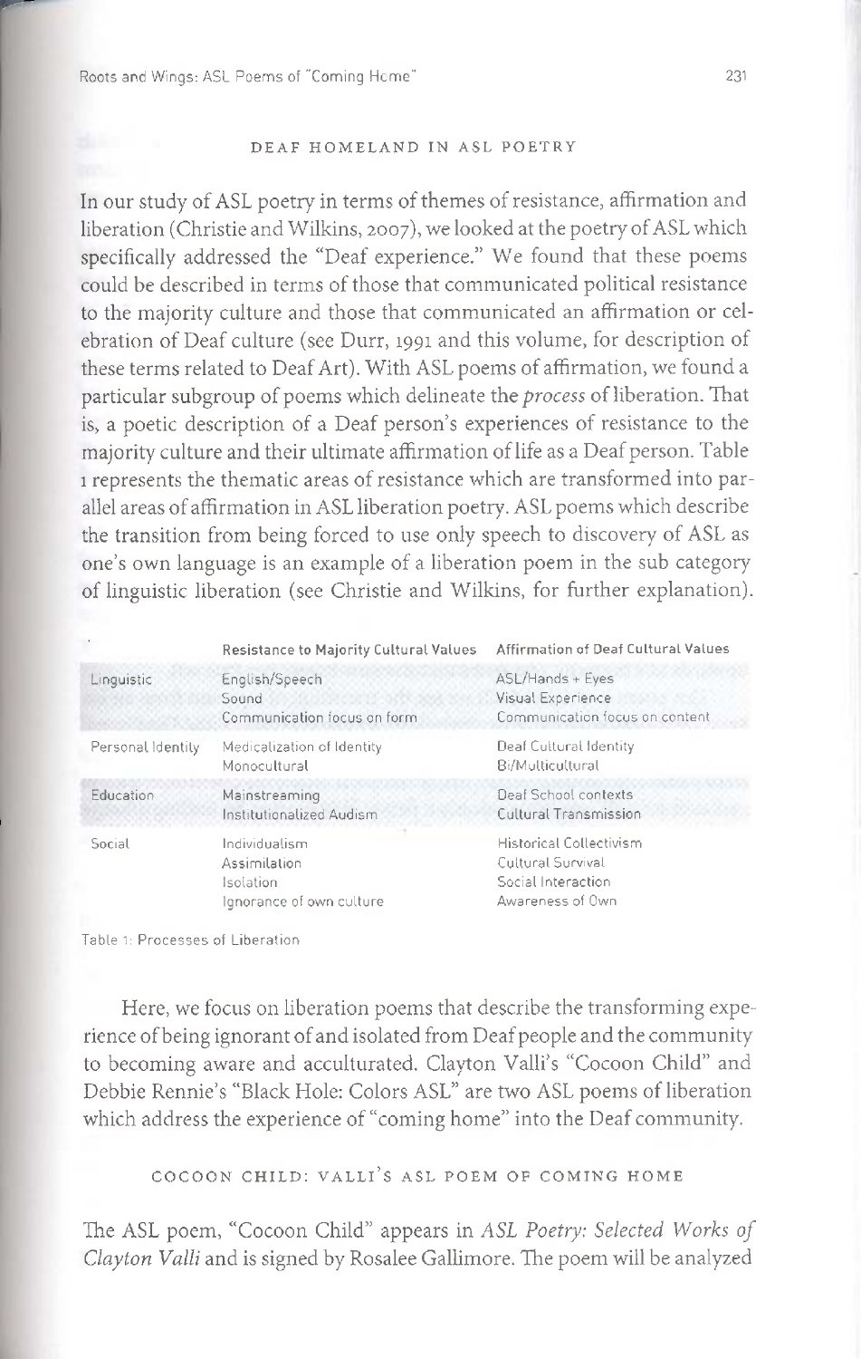## DEAF HOMELAND IN ASL POETRY

In our study of ASL poetry in terms of themes of resistance, affirmation and liberation (Christie and Wilkins, 2007), we looked at the poetry of ASL which specifically addressed the "Deaf experience." We found that these poems could be described in terms of those that communicated political resistance to the majority culture and those that communicated an affirmation or celebration of Deaf culture (see Durr, 1991 and this volume, for description of these terms related to Deaf Art). With ASL poems of affirmation, we found a particular subgroup of poems which delineate the *process* of liberation. That is, a poetic description of a Deaf person's experiences of resistance to the majority culture and their ultimate affirmation of life as a Deaf person. Table 1 represents the thematic areas of resistance which are transformed into parallel areas of affirmation in ASL liberation poetry. ASL poems which describe the transition from being forced to use only speech to discovery of ASL as one's own language is an example of a liberation poem in the sub category of linguistic liberation (see Christie and Wilkins, for further explanation).

| | Resistance to Majority Cultural Values | Affirmation of Deaf Cultural Values |
|---|---|---|
| Linguistic | English/Speech<br>Sound<br>Communication focus on form | ASL/Hands + Eyes<br>Visual Experience<br>Communication focus on content |
| Personal Identity | Medicalization of Identity<br>Monocultural | Deaf Cultural Identity<br>Bi/Multicultural |
| Education | Mainstreaming<br>Institutionalized Audism | Deaf School contexts<br>Cultural Transmission |
| Social | Individualism<br>Assimilation<br>Isolation<br>Ignorance of own culture | Historical Collectivism<br>Cultural Survival<br>Social Interaction<br>Awareness of Own |

Table 1: Processes of Liberation

Here, we focus on liberation poems that describe the transforming experience of being ignorant of and isolated from Deaf people and the community to becoming aware and acculturated. Clayton Valli's "Cocoon Child" and Debbie Rennie's "Black Hole: Colors ASL" are two ASL poems of liberation which address the experience of "coming home" into the Deaf community.

## COCOON CHILD: VALLI'S ASL POEM OF COMING HOME

The ASL poem, "Cocoon Child" appears in *ASL Poetry: Selected Works of Clayton Valli* and is signed by Rosalee Gallimore. The poem will be analyzed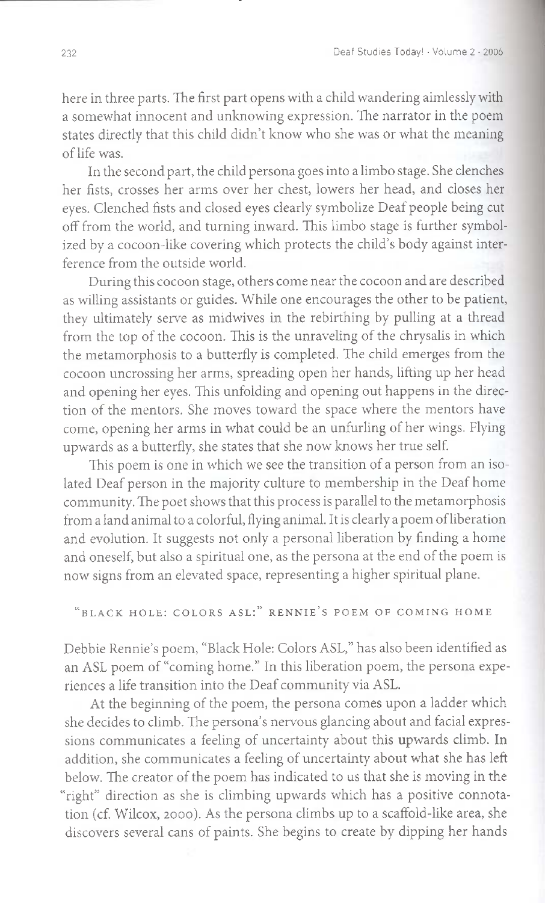here in three parts. The first part opens with a child wandering aimlessly with a somewhat innocent and unknowing expression. The narrator in the poem states directly that this child didn't know who she was or what the meaning of life was.

In the second part, the child persona goes into a limbo stage. She clenches her fists, crosses her arms over her chest, lowers her head, and closes her eyes. Clenched fists and closed eyes clearly symbolize Deaf people being cut off from the world, and turning inward. This limbo stage is further symbolized by a cocoon-like covering which protects the child's body against interference from the outside world.

During this cocoon stage, others come near the cocoon and are described as willing assistants or guides. While one encourages the other to be patient, they ultimately serve as midwives in the rebirthing by pulling at a thread from the top of the cocoon. This is the unraveling of the chrysalis in which the metamorphosis to a butterfly is completed. The child emerges from the cocoon uncrossing her arms, spreading open her hands, lifting up her head and opening her eyes. This unfolding and opening out happens in the direction of the mentors. She moves toward the space where the mentors have come, opening her arms in what could be an unfurling of her wings. Flying upwards as a butterfly, she states that she now knows her true self.

This poem is one in which we see the transition of a person from an isolated Deaf person in the majority culture to membership in the Deaf home community. The poet shows that this process is parallel to the metamorphosis from a land animal to a colorful, flying animal. It is clearly a poem of liberation and evolution. It suggests not only a personal liberation by finding a home and oneself, but also a spiritual one, as the persona at the end of the poem is now signs from an elevated space, representing a higher spiritual plane.

### "BLACK HOLE: COLORS ASL:" RENNIE'S POEM OF COMING HOME

Debbie Rennie's poem, "Black Hole: Colors ASL," has also been identified as an ASL poem of "coming home." In this liberation poem, the persona experiences a life transition into the Deaf community via ASL.

At the beginning of the poem, the persona comes upon a ladder which she decides to climb. The persona's nervous glancing about and facial expressions communicates a feeling of uncertainty about this upwards climb. In addition, she communicates a feeling of uncertainty about what she has left below. The creator of the poem has indicated to us that she is moving in the "right" direction as she is climbing upwards which has a positive connotation (cf. Wilcox, 2000). As the persona climbs up to a scaffold-like area, she discovers several cans of paints. She begins to create by dipping her hands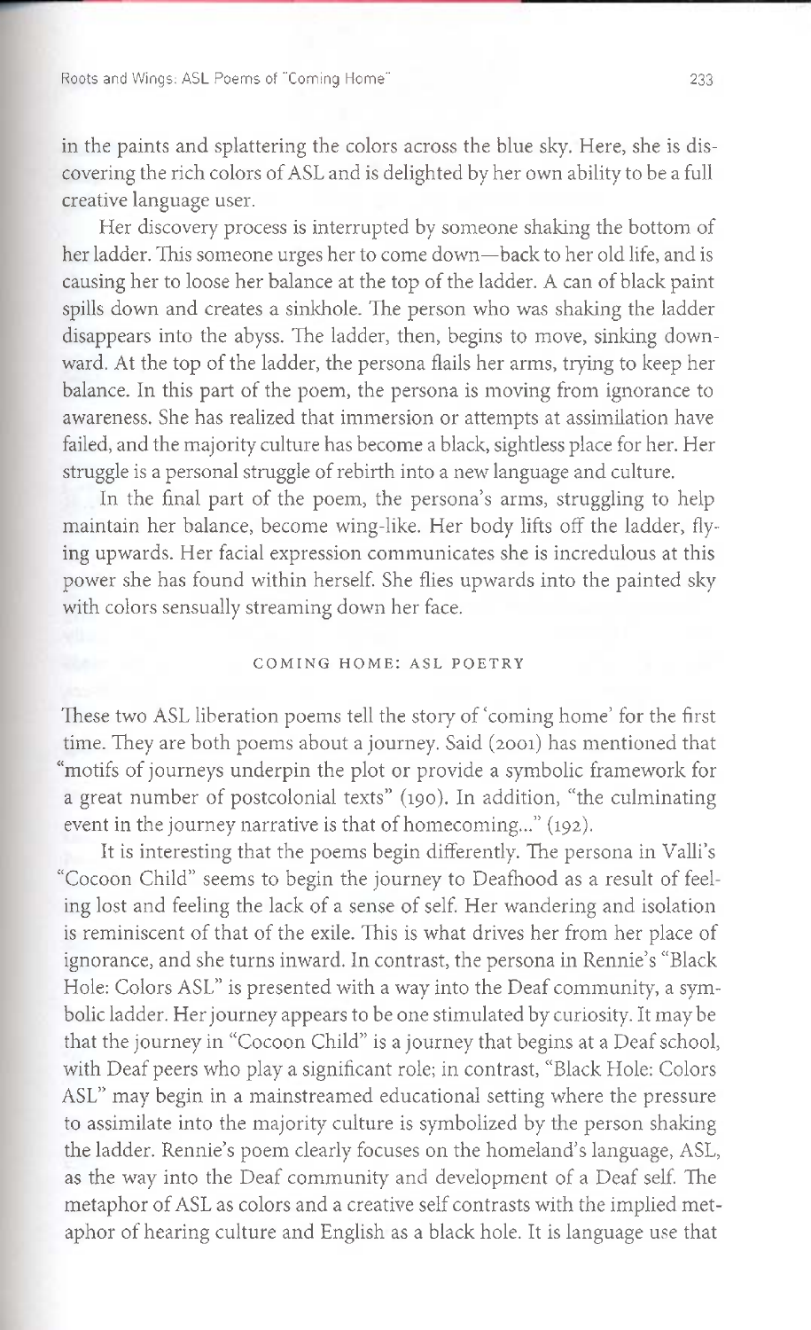in the paints and splattering the colors across the blue sky. Here, she is discovering the rich colors of ASL and is delighted by her own ability to be a full creative language user.

Her discovery process is interrupted by someone shaking the bottom of her ladder. This someone urges her to come down—back to her old life, and is causing her to loose her balance at the top of the ladder. A can of black paint spills down and creates a sinkhole. The person who was shaking the ladder disappears into the abyss. The ladder, then, begins to move, sinking downward. At the top of the ladder, the persona flails her arms, trying to keep her balance. In this part of the poem, the persona is moving from ignorance to awareness. She has realized that immersion or attempts at assimilation have failed, and the majority culture has become a black, sightless place for her. Her struggle is a personal struggle of rebirth into a new language and culture.

In the final part of the poem, the persona's arms, struggling to help maintain her balance, become wing-like. Her body lifts off the ladder, flying upwards. Her facial expression communicates she is incredulous at this power she has found within herself. She flies upwards into the painted sky with colors sensually streaming down her face.

## COMING HOME: ASL POETRY

These two ASL liberation poems tell the story of 'coming home' for the first time. They are both poems about a journey. Said (2001) has mentioned that "motifs of journeys underpin the plot or provide a symbolic framework for a great number of postcolonial texts" (190). In addition, "the culminating event in the journey narrative is that of homecoming..." (192).

It is interesting that the poems begin differently. The persona in Valli's "Cocoon Child" seems to begin the journey to Deafhood as a result of feeling lost and feeling the lack of a sense of self. Her wandering and isolation is reminiscent of that of the exile. This is what drives her from her place of ignorance, and she turns inward. In contrast, the persona in Rennie's "Black Hole: Colors ASL" is presented with a way into the Deaf community, a symbolic ladder. Her journey appears to be one stimulated by curiosity. It may be that the journey in "Cocoon Child" is a journey that begins at a Deaf school, with Deaf peers who play a significant role; in contrast, "Black Hole: Colors ASL" may begin in a mainstreamed educational setting where the pressure to assimilate into the majority culture is symbolized by the person shaking the ladder. Rennie's poem clearly focuses on the homeland's language, ASL, as the way into the Deaf community and development of a Deaf self. The metaphor of ASL as colors and a creative self contrasts with the implied metaphor of hearing culture and English as a black hole. It is language use that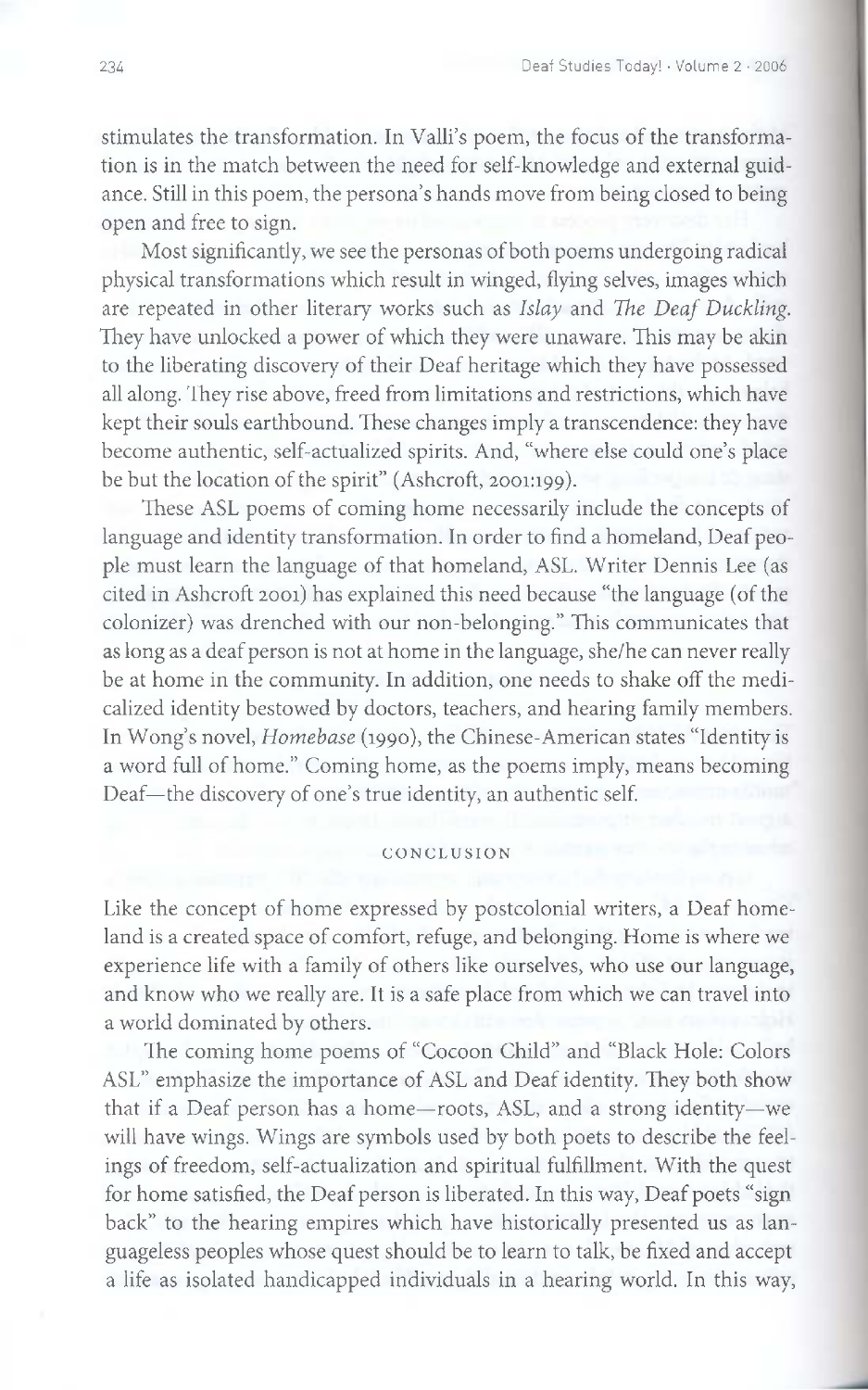stimulates the transformation. In Valli's poem, the focus of the transformation is in the match between the need for self-knowledge and external guidance. Still in this poem, the persona's hands move from being closed to being open and free to sign.

Most significantly, we see the personas of both poems undergoing radical physical transformations which result in winged, flying selves, images which are repeated in other literary works such as *Islay* and *The Deaf Duckling*. They have unlocked a power of which they were unaware. This may be akin to the liberating discovery of their Deaf heritage which they have possessed all along. They rise above, freed from limitations and restrictions, which have kept their souls earthbound. These changes imply a transcendence: they have become authentic, self-actualized spirits. And, "where else could one's place be but the location of the spirit" (Ashcroft, 2001:199).

These ASL poems of coming home necessarily include the concepts of language and identity transformation. In order to find a homeland, Deaf people must learn the language of that homeland, ASL. Writer Dennis Lee (as cited in Ashcroft 2001) has explained this need because "the language (of the colonizer) was drenched with our non-belonging." This communicates that as long as a deaf person is not at home in the language, she/he can never really be at home in the community. In addition, one needs to shake off the medicalized identity bestowed by doctors, teachers, and hearing family members. In Wong's novel, *Homebase* (1990), the Chinese-American states "Identity is a word full of home." Coming home, as the poems imply, means becoming Deaf—the discovery of one's true identity, an authentic self.

## CONCLUSION

Like the concept of home expressed by postcolonial writers, a Deaf homeland is a created space of comfort, refuge, and belonging. Home is where we experience life with a family of others like ourselves, who use our language, and know who we really are. It is a safe place from which we can travel into a world dominated by others.

The coming home poems of "Cocoon Child" and "Black Hole: Colors ASL" emphasize the importance of ASL and Deaf identity. They both show that if a Deaf person has a home—roots, ASL, and a strong identity—we will have wings. Wings are symbols used by both poets to describe the feelings of freedom, self-actualization and spiritual fulfillment. With the quest for home satisfied, the Deaf person is liberated. In this way, Deaf poets "sign back" to the hearing empires which have historically presented us as languageless peoples whose quest should be to learn to talk, be fixed and accept a life as isolated handicapped individuals in a hearing world. In this way,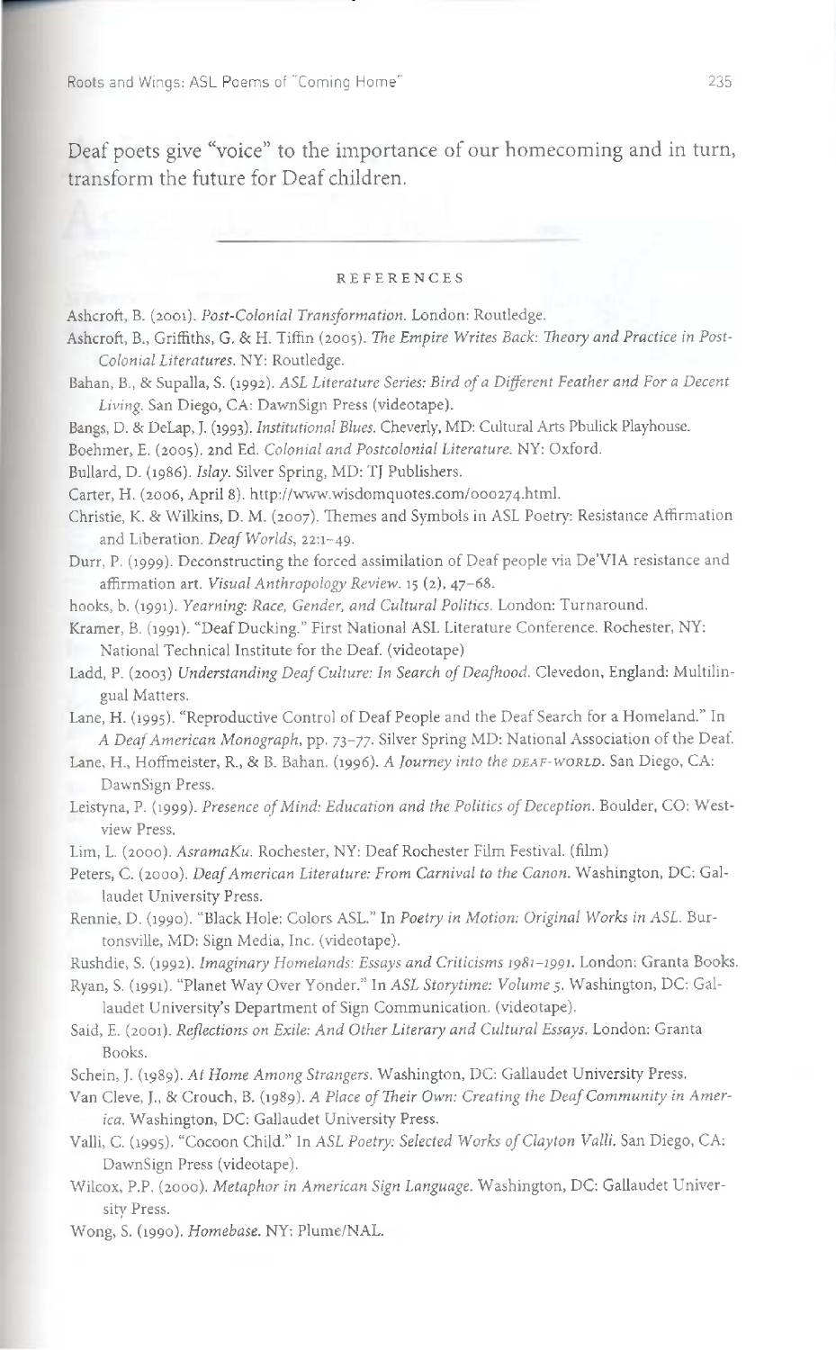Deaf poets give "voice" to the importance of our homecoming and in turn, transform the future for Deaf children.

---

## REFERENCES

Ashcroft, B. (2001). *Post-Colonial Transformation*. London: Routledge.

Ashcroft, B., Griffiths, G. & H. Tiffin (2005). *The Empire Writes Back: Theory and Practice in Post-Colonial Literatures*. NY: Routledge.

Bahan, B., & Supalla, S. (1992). *ASL Literature Series: Bird of a Different Feather and For a Decent Living*. San Diego, CA: DawnSign Press (videotape).

Bangs, D. & DeLap, J. (1993). *Institutional Blues*. Cheverly, MD: Cultural Arts Pbulick Playhouse.

Boehmer, E. (2005). 2nd Ed. *Colonial and Postcolonial Literature*. NY: Oxford.

Bullard, D. (1986). *Islay*. Silver Spring, MD: TJ Publishers.

Carter, H. (2006, April 8). http://www.wisdomquotes.com/000274.html.

Christie, K. & Wilkins, D. M. (2007). Themes and Symbols in ASL Poetry: Resistance Affirmation and Liberation. *Deaf Worlds*, 22:1–49.

Durr, P. (1999). Deconstructing the forced assimilation of Deaf people via De'VIA resistance and affirmation art. *Visual Anthropology Review*. 15 (2), 47–68.

hooks, b. (1991). *Yearning: Race, Gender, and Cultural Politics*. London: Turnaround.

Kramer, B. (1991). "Deaf Ducking." First National ASL Literature Conference. Rochester, NY: National Technical Institute for the Deaf. (videotape)

Ladd, P. (2003) *Understanding Deaf Culture: In Search of Deafhood*. Clevedon, England: Multilingual Matters.

Lane, H. (1995). "Reproductive Control of Deaf People and the Deaf Search for a Homeland." In *A Deaf American Monograph*, pp. 73–77. Silver Spring MD: National Association of the Deaf.

Lane, H., Hoffmeister, R., & B. Bahan. (1996). *A Journey into the DEAF-WORLD*. San Diego, CA: DawnSign Press.

Leistyna, P. (1999). *Presence of Mind: Education and the Politics of Deception*. Boulder, CO: Westview Press.

Lim, L. (2000). *AsramaKu*. Rochester, NY: Deaf Rochester Film Festival. (film)

Peters, C. (2000). *Deaf American Literature: From Carnival to the Canon*. Washington, DC: Gallaudet University Press.

Rennie, D. (1990). "Black Hole: Colors ASL." In *Poetry in Motion: Original Works in ASL*. Burtonsville, MD: Sign Media, Inc. (videotape).

Rushdie, S. (1992). *Imaginary Homelands: Essays and Criticisms 1981–1991*. London: Granta Books.

Ryan, S. (1991). "Planet Way Over Yonder." In *ASL Storytime: Volume 5*. Washington, DC: Gallaudet University's Department of Sign Communication. (videotape).

Said, E. (2001). *Reflections on Exile: And Other Literary and Cultural Essays*. London: Granta Books.

Schein, J. (1989). *At Home Among Strangers*. Washington, DC: Gallaudet University Press.

Van Cleve, J., & Crouch, B. (1989). *A Place of Their Own: Creating the Deaf Community in America*. Washington, DC: Gallaudet University Press.

Valli, C. (1995). "Cocoon Child." In *ASL Poetry: Selected Works of Clayton Valli*. San Diego, CA: DawnSign Press (videotape).

Wilcox, P.P. (2000). *Metaphor in American Sign Language*. Washington, DC: Gallaudet University Press.

Wong, S. (1990). *Homebase*. NY: Plume/NAL.